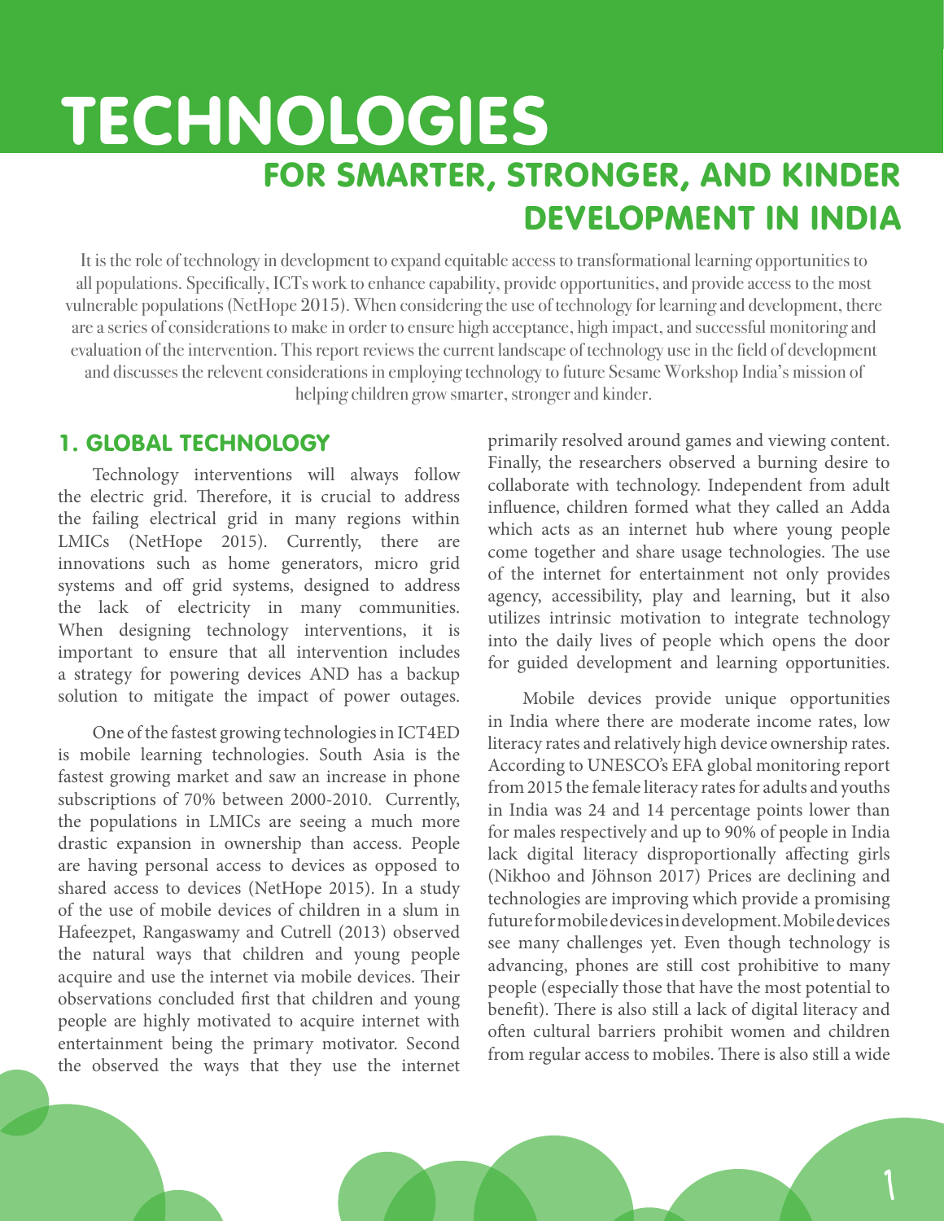# TECHNOLOGIES

## FOR SMARTER, STRONGER, AND KINDER DEVELOPMENT IN INDIA

It is the role of technology in development to expand equitable access to transformational learning opportunities to all populations. Specifically, ICTs work to enhance capability, provide opportunities, and provide access to the most vulnerable populations (NetHope 2015). When considering the use of technology for learning and development, there are a series of considerations to make in order to ensure high acceptance, high impact, and successful monitoring and evaluation of the intervention. This report reviews the current landscape of technology use in the field of development and discusses the relevent considerations in employing technology to future Sesame Workshop India's mission of helping children grow smarter, stronger and kinder.

### 1. GLOBAL TECHNOLOGY

Technology interventions will always follow the electric grid. Therefore, it is crucial to address the failing electrical grid in many regions within LMICs (NetHope 2015). Currently, there are innovations such as home generators, micro grid systems and off grid systems, designed to address the lack of electricity in many communities. When designing technology interventions, it is important to ensure that all intervention includes a strategy for powering devices AND has a backup solution to mitigate the impact of power outages.

One of the fastest growing technologies in ICT4ED is mobile learning technologies. South Asia is the fastest growing market and saw an increase in phone subscriptions of 70% between 2000-2010. Currently, the populations in LMICs are seeing a much more drastic expansion in ownership than access. People are having personal access to devices as opposed to shared access to devices (NetHope 2015). In a study of the use of mobile devices of children in a slum in Hafeezpet, Rangaswamy and Cutrell (2013) observed the natural ways that children and young people acquire and use the internet via mobile devices. Their observations concluded first that children and young people are highly motivated to acquire internet with entertainment being the primary motivator. Second the observed the ways that they use the internet primarily resolved around games and viewing content. Finally, the researchers observed a burning desire to collaborate with technology. Independent from adult influence, children formed what they called an Adda which acts as an internet hub where young people come together and share usage technologies. The use of the internet for entertainment not only provides agency, accessibility, play and learning, but it also utilizes intrinsic motivation to integrate technology into the daily lives of people which opens the door for guided development and learning opportunities.

Mobile devices provide unique opportunities in India where there are moderate income rates, low literacy rates and relatively high device ownership rates. According to UNESCO's EFA global monitoring report from 2015 the female literacy rates for adults and youths in India was 24 and 14 percentage points lower than for males respectively and up to 90% of people in India lack digital literacy disproportionally affecting girls (Nikhoo and Jöhnson 2017) Prices are declining and technologies are improving which provide a promising future for mobile devices in development. Mobile devices see many challenges yet. Even though technology is advancing, phones are still cost prohibitive to many people (especially those that have the most potential to benefit). There is also still a lack of digital literacy and often cultural barriers prohibit women and children from regular access to mobiles. There is also still a wide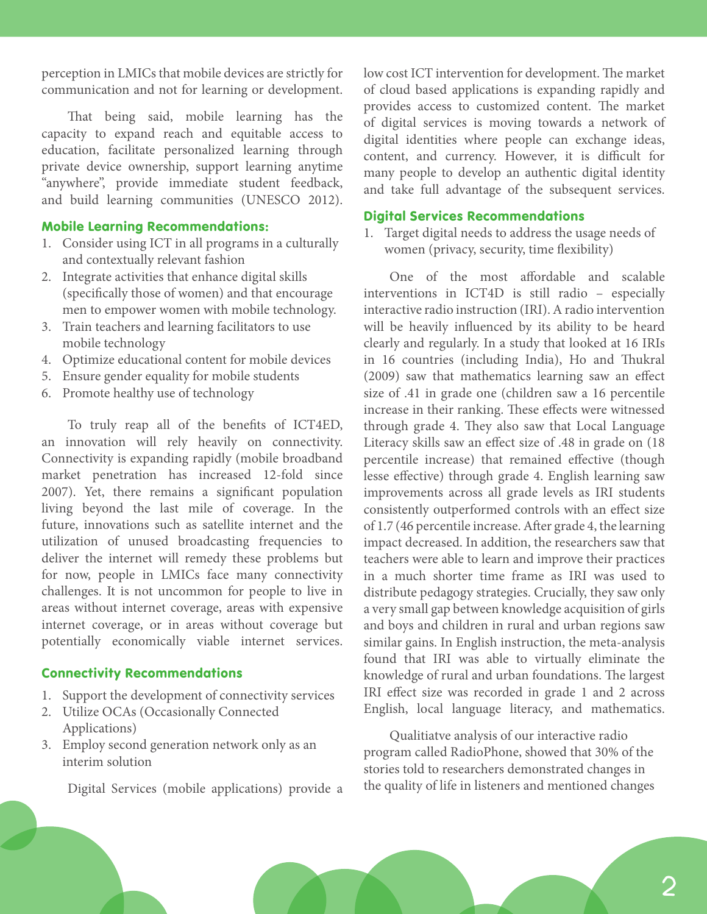perception in LMICs that mobile devices are strictly for communication and not for learning or development.

That being said, mobile learning has the capacity to expand reach and equitable access to education, facilitate personalized learning through private device ownership, support learning anytime "anywhere", provide immediate student feedback, and build learning communities (UNESCO 2012).

### Mobile Learning Recommendations:

1. Consider using ICT in all programs in a culturally and contextually relevant fashion
2. Integrate activities that enhance digital skills (specifically those of women) and that encourage men to empower women with mobile technology.
3. Train teachers and learning facilitators to use mobile technology
4. Optimize educational content for mobile devices
5. Ensure gender equality for mobile students
6. Promote healthy use of technology

To truly reap all of the benefits of ICT4ED, an innovation will rely heavily on connectivity. Connectivity is expanding rapidly (mobile broadband market penetration has increased 12-fold since 2007). Yet, there remains a significant population living beyond the last mile of coverage. In the future, innovations such as satellite internet and the utilization of unused broadcasting frequencies to deliver the internet will remedy these problems but for now, people in LMICs face many connectivity challenges. It is not uncommon for people to live in areas without internet coverage, areas with expensive internet coverage, or in areas without coverage but potentially economically viable internet services.

### Connectivity Recommendations

1. Support the development of connectivity services
2. Utilize OCAs (Occasionally Connected Applications)
3. Employ second generation network only as an interim solution

Digital Services (mobile applications) provide a low cost ICT intervention for development. The market of cloud based applications is expanding rapidly and provides access to customized content. The market of digital services is moving towards a network of digital identities where people can exchange ideas, content, and currency. However, it is difficult for many people to develop an authentic digital identity and take full advantage of the subsequent services.

### Digital Services Recommendations

1. Target digital needs to address the usage needs of women (privacy, security, time flexibility)

One of the most affordable and scalable interventions in ICT4D is still radio – especially interactive radio instruction (IRI). A radio intervention will be heavily influenced by its ability to be heard clearly and regularly. In a study that looked at 16 IRIs in 16 countries (including India), Ho and Thukral (2009) saw that mathematics learning saw an effect size of .41 in grade one (children saw a 16 percentile increase in their ranking. These effects were witnessed through grade 4. They also saw that Local Language Literacy skills saw an effect size of .48 in grade on (18 percentile increase) that remained effective (though lesse effective) through grade 4. English learning saw improvements across all grade levels as IRI students consistently outperformed controls with an effect size of 1.7 (46 percentile increase. After grade 4, the learning impact decreased. In addition, the researchers saw that teachers were able to learn and improve their practices in a much shorter time frame as IRI was used to distribute pedagogy strategies. Crucially, they saw only a very small gap between knowledge acquisition of girls and boys and children in rural and urban regions saw similar gains. In English instruction, the meta-analysis found that IRI was able to virtually eliminate the knowledge of rural and urban foundations. The largest IRI effect size was recorded in grade 1 and 2 across English, local language literacy, and mathematics.

Qualitiatve analysis of our interactive radio program called RadioPhone, showed that 30% of the stories told to researchers demonstrated changes in the quality of life in listeners and mentioned changes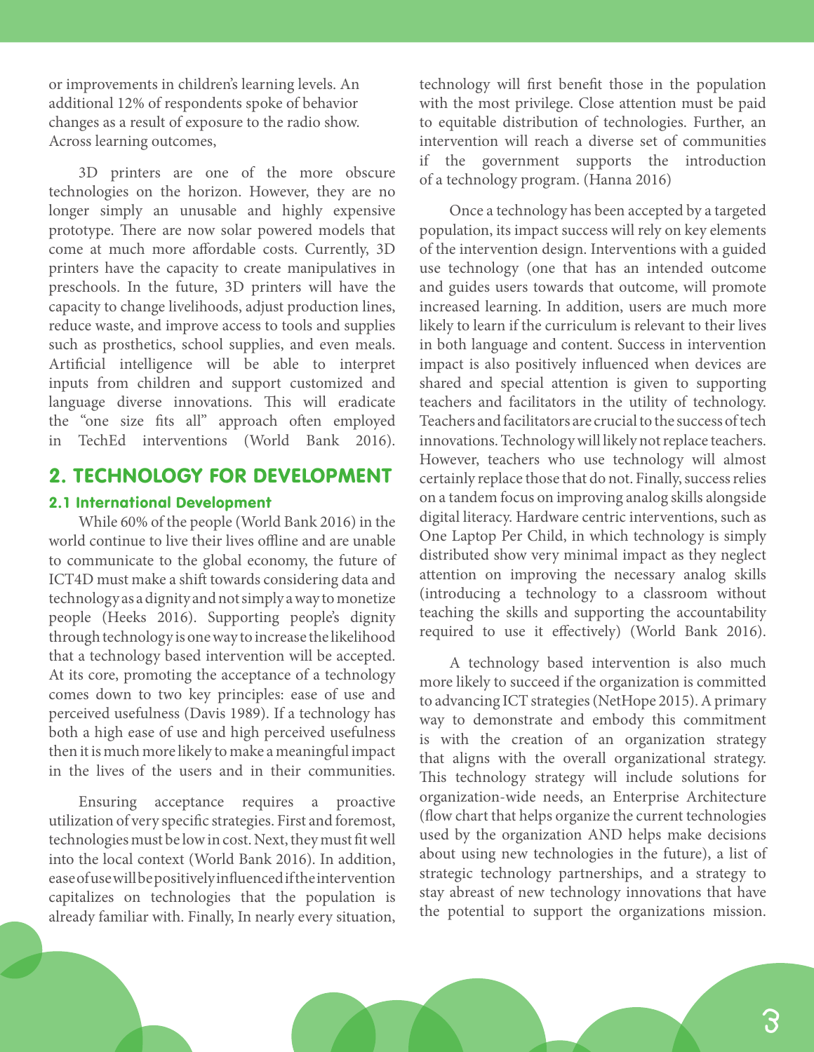or improvements in children's learning levels. An additional 12% of respondents spoke of behavior changes as a result of exposure to the radio show. Across learning outcomes,

3D printers are one of the more obscure technologies on the horizon. However, they are no longer simply an unusable and highly expensive prototype. There are now solar powered models that come at much more affordable costs. Currently, 3D printers have the capacity to create manipulatives in preschools. In the future, 3D printers will have the capacity to change livelihoods, adjust production lines, reduce waste, and improve access to tools and supplies such as prosthetics, school supplies, and even meals. Artificial intelligence will be able to interpret inputs from children and support customized and language diverse innovations. This will eradicate the "one size fits all" approach often employed in TechEd interventions (World Bank 2016).

## 2. TECHNOLOGY FOR DEVELOPMENT

### 2.1 International Development

While 60% of the people (World Bank 2016) in the world continue to live their lives offline and are unable to communicate to the global economy, the future of ICT4D must make a shift towards considering data and technology as a dignity and not simply a way to monetize people (Heeks 2016). Supporting people's dignity through technology is one way to increase the likelihood that a technology based intervention will be accepted. At its core, promoting the acceptance of a technology comes down to two key principles: ease of use and perceived usefulness (Davis 1989). If a technology has both a high ease of use and high perceived usefulness then it is much more likely to make a meaningful impact in the lives of the users and in their communities.

Ensuring acceptance requires a proactive utilization of very specific strategies. First and foremost, technologies must be low in cost. Next, they must fit well into the local context (World Bank 2016). In addition, ease of use will be positively influenced if the intervention capitalizes on technologies that the population is already familiar with. Finally, In nearly every situation, technology will first benefit those in the population with the most privilege. Close attention must be paid to equitable distribution of technologies. Further, an intervention will reach a diverse set of communities if the government supports the introduction of a technology program. (Hanna 2016)

Once a technology has been accepted by a targeted population, its impact success will rely on key elements of the intervention design. Interventions with a guided use technology (one that has an intended outcome and guides users towards that outcome, will promote increased learning. In addition, users are much more likely to learn if the curriculum is relevant to their lives in both language and content. Success in intervention impact is also positively influenced when devices are shared and special attention is given to supporting teachers and facilitators in the utility of technology. Teachers and facilitators are crucial to the success of tech innovations. Technology will likely not replace teachers. However, teachers who use technology will almost certainly replace those that do not. Finally, success relies on a tandem focus on improving analog skills alongside digital literacy. Hardware centric interventions, such as One Laptop Per Child, in which technology is simply distributed show very minimal impact as they neglect attention on improving the necessary analog skills (introducing a technology to a classroom without teaching the skills and supporting the accountability required to use it effectively) (World Bank 2016).

A technology based intervention is also much more likely to succeed if the organization is committed to advancing ICT strategies (NetHope 2015). A primary way to demonstrate and embody this commitment is with the creation of an organization strategy that aligns with the overall organizational strategy. This technology strategy will include solutions for organization-wide needs, an Enterprise Architecture (flow chart that helps organize the current technologies used by the organization AND helps make decisions about using new technologies in the future), a list of strategic technology partnerships, and a strategy to stay abreast of new technology innovations that have the potential to support the organizations mission.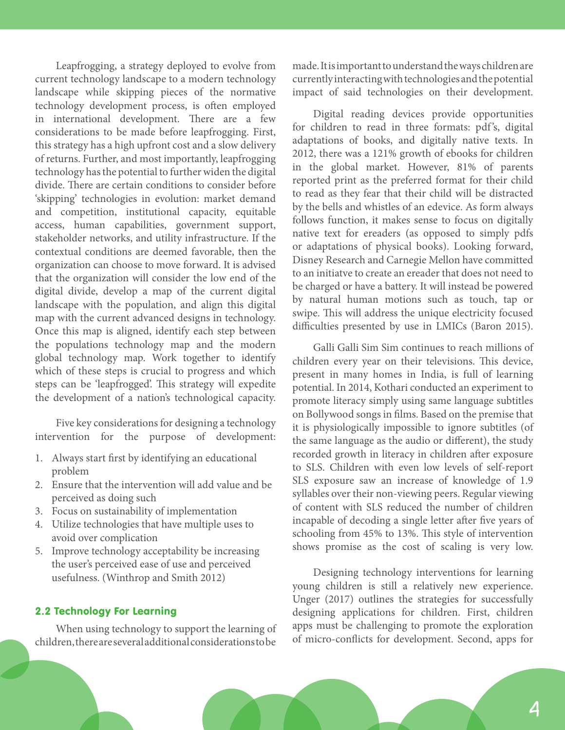Leapfrogging, a strategy deployed to evolve from current technology landscape to a modern technology landscape while skipping pieces of the normative technology development process, is often employed in international development. There are a few considerations to be made before leapfrogging. First, this strategy has a high upfront cost and a slow delivery of returns. Further, and most importantly, leapfrogging technology has the potential to further widen the digital divide. There are certain conditions to consider before 'skipping' technologies in evolution: market demand and competition, institutional capacity, equitable access, human capabilities, government support, stakeholder networks, and utility infrastructure. If the contextual conditions are deemed favorable, then the organization can choose to move forward. It is advised that the organization will consider the low end of the digital divide, develop a map of the current digital landscape with the population, and align this digital map with the current advanced designs in technology. Once this map is aligned, identify each step between the populations technology map and the modern global technology map. Work together to identify which of these steps is crucial to progress and which steps can be 'leapfrogged'. This strategy will expedite the development of a nation's technological capacity.

Five key considerations for designing a technology intervention for the purpose of development:

1. Always start first by identifying an educational problem
2. Ensure that the intervention will add value and be perceived as doing such
3. Focus on sustainability of implementation
4. Utilize technologies that have multiple uses to avoid over complication
5. Improve technology acceptability be increasing the user's perceived ease of use and perceived usefulness. (Winthrop and Smith 2012)

## 2.2 Technology For Learning

When using technology to support the learning of children, there are several additional considerations to be made. It is important to understand the ways children are currently interacting with technologies and the potential impact of said technologies on their development.

Digital reading devices provide opportunities for children to read in three formats: pdf's, digital adaptations of books, and digitally native texts. In 2012, there was a 121% growth of ebooks for children in the global market. However, 81% of parents reported print as the preferred format for their child to read as they fear that their child will be distracted by the bells and whistles of an edevice. As form always follows function, it makes sense to focus on digitally native text for ereaders (as opposed to simply pdfs or adaptations of physical books). Looking forward, Disney Research and Carnegie Mellon have committed to an initiatve to create an ereader that does not need to be charged or have a battery. It will instead be powered by natural human motions such as touch, tap or swipe. This will address the unique electricity focused difficulties presented by use in LMICs (Baron 2015).

Galli Galli Sim Sim continues to reach millions of children every year on their televisions. This device, present in many homes in India, is full of learning potential. In 2014, Kothari conducted an experiment to promote literacy simply using same language subtitles on Bollywood songs in films. Based on the premise that it is physiologically impossible to ignore subtitles (of the same language as the audio or different), the study recorded growth in literacy in children after exposure to SLS. Children with even low levels of self-report SLS exposure saw an increase of knowledge of 1.9 syllables over their non-viewing peers. Regular viewing of content with SLS reduced the number of children incapable of decoding a single letter after five years of schooling from 45% to 13%. This style of intervention shows promise as the cost of scaling is very low.

Designing technology interventions for learning young children is still a relatively new experience. Unger (2017) outlines the strategies for successfully designing applications for children. First, children apps must be challenging to promote the exploration of micro-conflicts for development. Second, apps for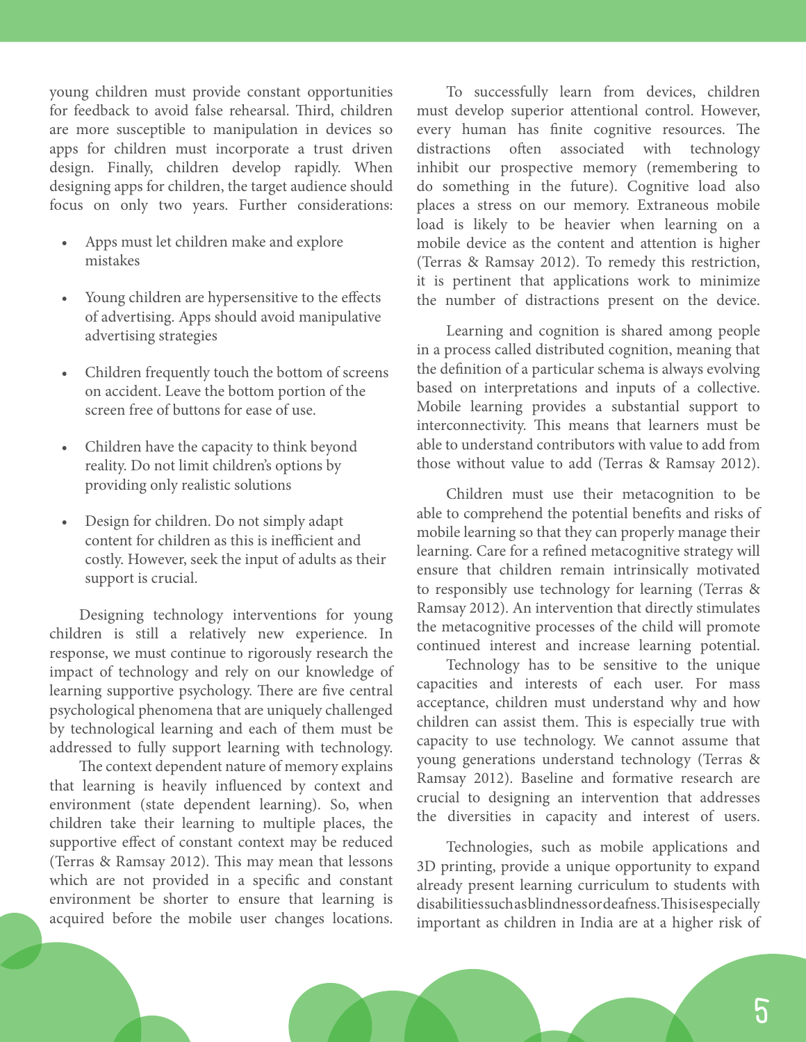young children must provide constant opportunities for feedback to avoid false rehearsal. Third, children are more susceptible to manipulation in devices so apps for children must incorporate a trust driven design. Finally, children develop rapidly. When designing apps for children, the target audience should focus on only two years. Further considerations:

- Apps must let children make and explore mistakes
- Young children are hypersensitive to the effects of advertising. Apps should avoid manipulative advertising strategies
- Children frequently touch the bottom of screens on accident. Leave the bottom portion of the screen free of buttons for ease of use.
- Children have the capacity to think beyond reality. Do not limit children's options by providing only realistic solutions
- Design for children. Do not simply adapt content for children as this is inefficient and costly. However, seek the input of adults as their support is crucial.

Designing technology interventions for young children is still a relatively new experience. In response, we must continue to rigorously research the impact of technology and rely on our knowledge of learning supportive psychology. There are five central psychological phenomena that are uniquely challenged by technological learning and each of them must be addressed to fully support learning with technology.

The context dependent nature of memory explains that learning is heavily influenced by context and environment (state dependent learning). So, when children take their learning to multiple places, the supportive effect of constant context may be reduced (Terras & Ramsay 2012). This may mean that lessons which are not provided in a specific and constant environment be shorter to ensure that learning is acquired before the mobile user changes locations.

To successfully learn from devices, children must develop superior attentional control. However, every human has finite cognitive resources. The distractions often associated with technology inhibit our prospective memory (remembering to do something in the future). Cognitive load also places a stress on our memory. Extraneous mobile load is likely to be heavier when learning on a mobile device as the content and attention is higher (Terras & Ramsay 2012). To remedy this restriction, it is pertinent that applications work to minimize the number of distractions present on the device.

Learning and cognition is shared among people in a process called distributed cognition, meaning that the definition of a particular schema is always evolving based on interpretations and inputs of a collective. Mobile learning provides a substantial support to interconnectivity. This means that learners must be able to understand contributors with value to add from those without value to add (Terras & Ramsay 2012).

Children must use their metacognition to be able to comprehend the potential benefits and risks of mobile learning so that they can properly manage their learning. Care for a refined metacognitive strategy will ensure that children remain intrinsically motivated to responsibly use technology for learning (Terras & Ramsay 2012). An intervention that directly stimulates the metacognitive processes of the child will promote continued interest and increase learning potential.

Technology has to be sensitive to the unique capacities and interests of each user. For mass acceptance, children must understand why and how children can assist them. This is especially true with capacity to use technology. We cannot assume that young generations understand technology (Terras & Ramsay 2012). Baseline and formative research are crucial to designing an intervention that addresses the diversities in capacity and interest of users.

Technologies, such as mobile applications and 3D printing, provide a unique opportunity to expand already present learning curriculum to students with disabilities such as blindness or deafness. This is especially important as children in India are at a higher risk of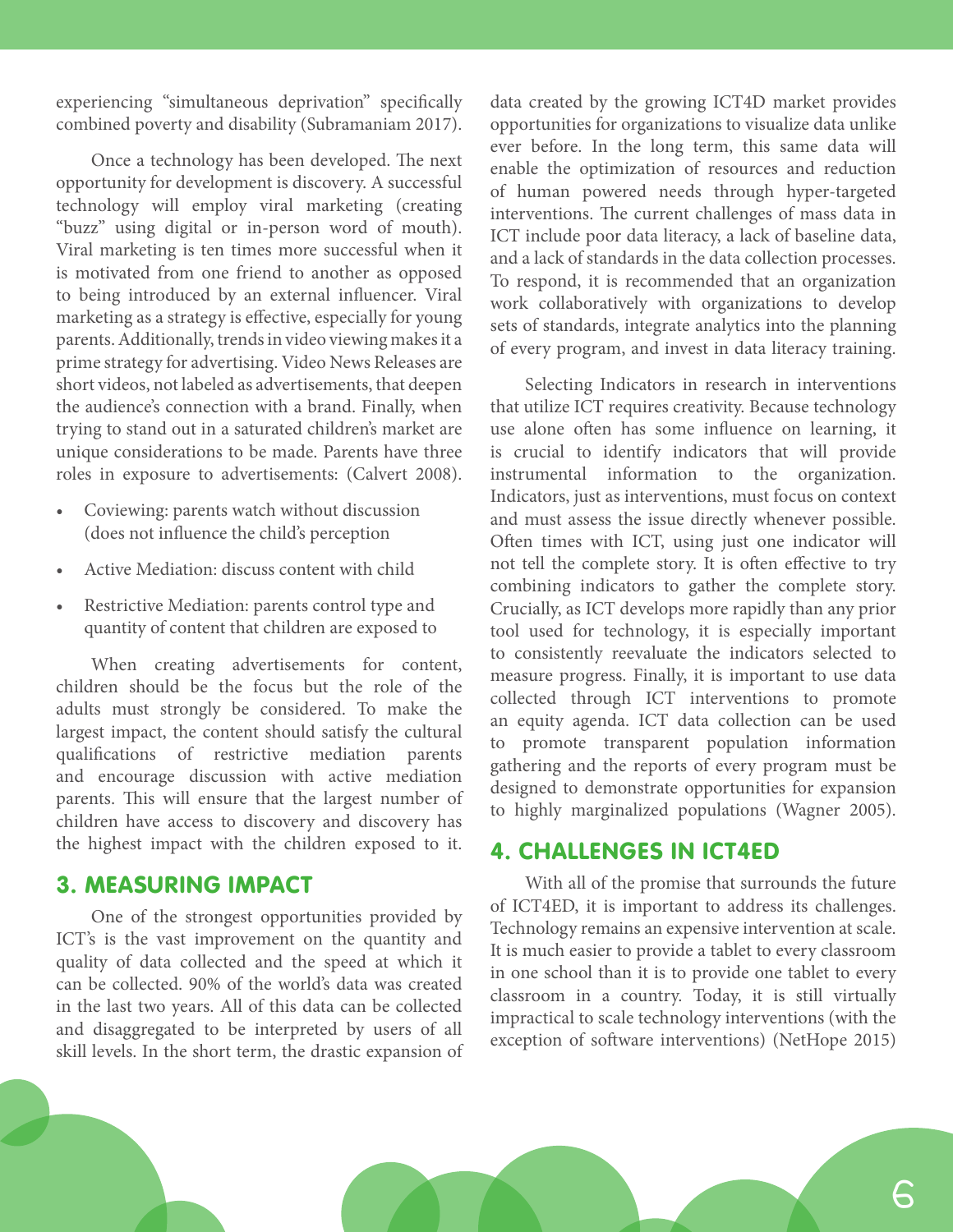experiencing "simultaneous deprivation" specifically combined poverty and disability (Subramaniam 2017).

Once a technology has been developed. The next opportunity for development is discovery. A successful technology will employ viral marketing (creating "buzz" using digital or in-person word of mouth). Viral marketing is ten times more successful when it is motivated from one friend to another as opposed to being introduced by an external influencer. Viral marketing as a strategy is effective, especially for young parents. Additionally, trends in video viewing makes it a prime strategy for advertising. Video News Releases are short videos, not labeled as advertisements, that deepen the audience's connection with a brand. Finally, when trying to stand out in a saturated children's market are unique considerations to be made. Parents have three roles in exposure to advertisements: (Calvert 2008).

- Coviewing: parents watch without discussion (does not influence the child's perception
- Active Mediation: discuss content with child
- Restrictive Mediation: parents control type and quantity of content that children are exposed to

When creating advertisements for content, children should be the focus but the role of the adults must strongly be considered. To make the largest impact, the content should satisfy the cultural qualifications of restrictive mediation parents and encourage discussion with active mediation parents. This will ensure that the largest number of children have access to discovery and discovery has the highest impact with the children exposed to it.

## 3. MEASURING IMPACT

One of the strongest opportunities provided by ICT's is the vast improvement on the quantity and quality of data collected and the speed at which it can be collected. 90% of the world's data was created in the last two years. All of this data can be collected and disaggregated to be interpreted by users of all skill levels. In the short term, the drastic expansion of data created by the growing ICT4D market provides opportunities for organizations to visualize data unlike ever before. In the long term, this same data will enable the optimization of resources and reduction of human powered needs through hyper-targeted interventions. The current challenges of mass data in ICT include poor data literacy, a lack of baseline data, and a lack of standards in the data collection processes. To respond, it is recommended that an organization work collaboratively with organizations to develop sets of standards, integrate analytics into the planning of every program, and invest in data literacy training.

Selecting Indicators in research in interventions that utilize ICT requires creativity. Because technology use alone often has some influence on learning, it is crucial to identify indicators that will provide instrumental information to the organization. Indicators, just as interventions, must focus on context and must assess the issue directly whenever possible. Often times with ICT, using just one indicator will not tell the complete story. It is often effective to try combining indicators to gather the complete story. Crucially, as ICT develops more rapidly than any prior tool used for technology, it is especially important to consistently reevaluate the indicators selected to measure progress. Finally, it is important to use data collected through ICT interventions to promote an equity agenda. ICT data collection can be used to promote transparent population information gathering and the reports of every program must be designed to demonstrate opportunities for expansion to highly marginalized populations (Wagner 2005).

## 4. CHALLENGES IN ICT4ED

With all of the promise that surrounds the future of ICT4ED, it is important to address its challenges. Technology remains an expensive intervention at scale. It is much easier to provide a tablet to every classroom in one school than it is to provide one tablet to every classroom in a country. Today, it is still virtually impractical to scale technology interventions (with the exception of software interventions) (NetHope 2015)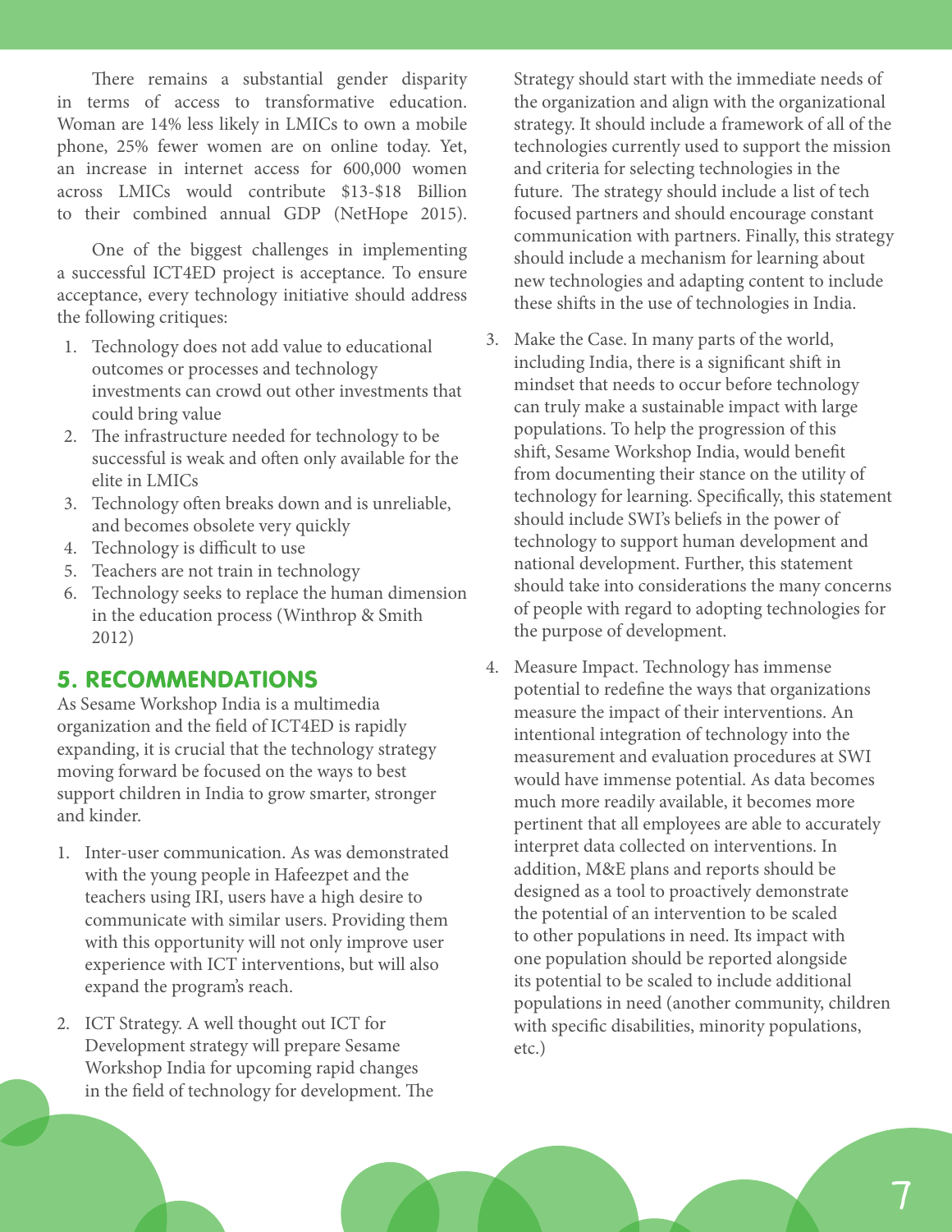There remains a substantial gender disparity in terms of access to transformative education. Woman are 14% less likely in LMICs to own a mobile phone, 25% fewer women are on online today. Yet, an increase in internet access for 600,000 women across LMICs would contribute $13-$18 Billion to their combined annual GDP (NetHope 2015).

One of the biggest challenges in implementing a successful ICT4ED project is acceptance. To ensure acceptance, every technology initiative should address the following critiques:

1. Technology does not add value to educational outcomes or processes and technology investments can crowd out other investments that could bring value
2. The infrastructure needed for technology to be successful is weak and often only available for the elite in LMICs
3. Technology often breaks down and is unreliable, and becomes obsolete very quickly
4. Technology is difficult to use
5. Teachers are not train in technology
6. Technology seeks to replace the human dimension in the education process (Winthrop & Smith 2012)

## 5. RECOMMENDATIONS

As Sesame Workshop India is a multimedia organization and the field of ICT4ED is rapidly expanding, it is crucial that the technology strategy moving forward be focused on the ways to best support children in India to grow smarter, stronger and kinder.

1. Inter-user communication. As was demonstrated with the young people in Hafeezpet and the teachers using IRI, users have a high desire to communicate with similar users. Providing them with this opportunity will not only improve user experience with ICT interventions, but will also expand the program's reach.

2. ICT Strategy. A well thought out ICT for Development strategy will prepare Sesame Workshop India for upcoming rapid changes in the field of technology for development. The Strategy should start with the immediate needs of the organization and align with the organizational strategy. It should include a framework of all of the technologies currently used to support the mission and criteria for selecting technologies in the future. The strategy should include a list of tech focused partners and should encourage constant communication with partners. Finally, this strategy should include a mechanism for learning about new technologies and adapting content to include these shifts in the use of technologies in India.

3. Make the Case. In many parts of the world, including India, there is a significant shift in mindset that needs to occur before technology can truly make a sustainable impact with large populations. To help the progression of this shift, Sesame Workshop India, would benefit from documenting their stance on the utility of technology for learning. Specifically, this statement should include SWI's beliefs in the power of technology to support human development and national development. Further, this statement should take into considerations the many concerns of people with regard to adopting technologies for the purpose of development.

4. Measure Impact. Technology has immense potential to redefine the ways that organizations measure the impact of their interventions. An intentional integration of technology into the measurement and evaluation procedures at SWI would have immense potential. As data becomes much more readily available, it becomes more pertinent that all employees are able to accurately interpret data collected on interventions. In addition, M&E plans and reports should be designed as a tool to proactively demonstrate the potential of an intervention to be scaled to other populations in need. Its impact with one population should be reported alongside its potential to be scaled to include additional populations in need (another community, children with specific disabilities, minority populations, etc.)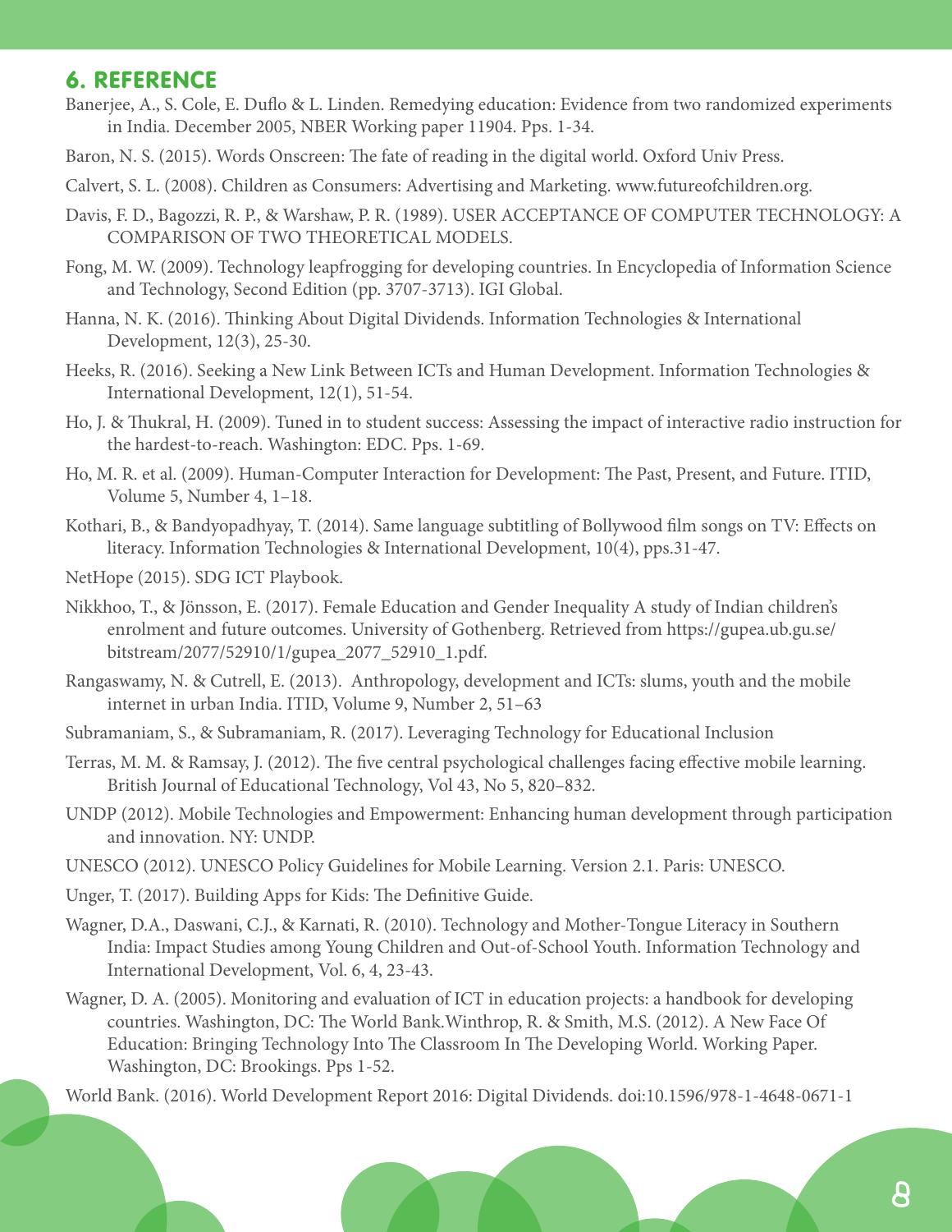## 6. REFERENCE

Banerjee, A., S. Cole, E. Duflo & L. Linden. Remedying education: Evidence from two randomized experiments in India. December 2005, NBER Working paper 11904. Pps. 1-34.

Baron, N. S. (2015). Words Onscreen: The fate of reading in the digital world. Oxford Univ Press.

Calvert, S. L. (2008). Children as Consumers: Advertising and Marketing. www.futureofchildren.org.

Davis, F. D., Bagozzi, R. P., & Warshaw, P. R. (1989). USER ACCEPTANCE OF COMPUTER TECHNOLOGY: A COMPARISON OF TWO THEORETICAL MODELS.

Fong, M. W. (2009). Technology leapfrogging for developing countries. In Encyclopedia of Information Science and Technology, Second Edition (pp. 3707-3713). IGI Global.

Hanna, N. K. (2016). Thinking About Digital Dividends. Information Technologies & International Development, 12(3), 25-30.

Heeks, R. (2016). Seeking a New Link Between ICTs and Human Development. Information Technologies & International Development, 12(1), 51-54.

Ho, J. & Thukral, H. (2009). Tuned in to student success: Assessing the impact of interactive radio instruction for the hardest-to-reach. Washington: EDC. Pps. 1-69.

Ho, M. R. et al. (2009). Human-Computer Interaction for Development: The Past, Present, and Future. ITID, Volume 5, Number 4, 1–18.

Kothari, B., & Bandyopadhyay, T. (2014). Same language subtitling of Bollywood film songs on TV: Effects on literacy. Information Technologies & International Development, 10(4), pps.31-47.

NetHope (2015). SDG ICT Playbook.

Nikkhoo, T., & Jönsson, E. (2017). Female Education and Gender Inequality A study of Indian children's enrolment and future outcomes. University of Gothenberg. Retrieved from https://gupea.ub.gu.se/bitstream/2077/52910/1/gupea_2077_52910_1.pdf.

Rangaswamy, N. & Cutrell, E. (2013). Anthropology, development and ICTs: slums, youth and the mobile internet in urban India. ITID, Volume 9, Number 2, 51–63

Subramaniam, S., & Subramaniam, R. (2017). Leveraging Technology for Educational Inclusion

Terras, M. M. & Ramsay, J. (2012). The five central psychological challenges facing effective mobile learning. British Journal of Educational Technology, Vol 43, No 5, 820–832.

UNDP (2012). Mobile Technologies and Empowerment: Enhancing human development through participation and innovation. NY: UNDP.

UNESCO (2012). UNESCO Policy Guidelines for Mobile Learning. Version 2.1. Paris: UNESCO.

Unger, T. (2017). Building Apps for Kids: The Definitive Guide.

Wagner, D.A., Daswani, C.J., & Karnati, R. (2010). Technology and Mother-Tongue Literacy in Southern India: Impact Studies among Young Children and Out-of-School Youth. Information Technology and International Development, Vol. 6, 4, 23-43.

Wagner, D. A. (2005). Monitoring and evaluation of ICT in education projects: a handbook for developing countries. Washington, DC: The World Bank.Winthrop, R. & Smith, M.S. (2012). A New Face Of Education: Bringing Technology Into The Classroom In The Developing World. Working Paper. Washington, DC: Brookings. Pps 1-52.

World Bank. (2016). World Development Report 2016: Digital Dividends. doi:10.1596/978-1-4648-0671-1